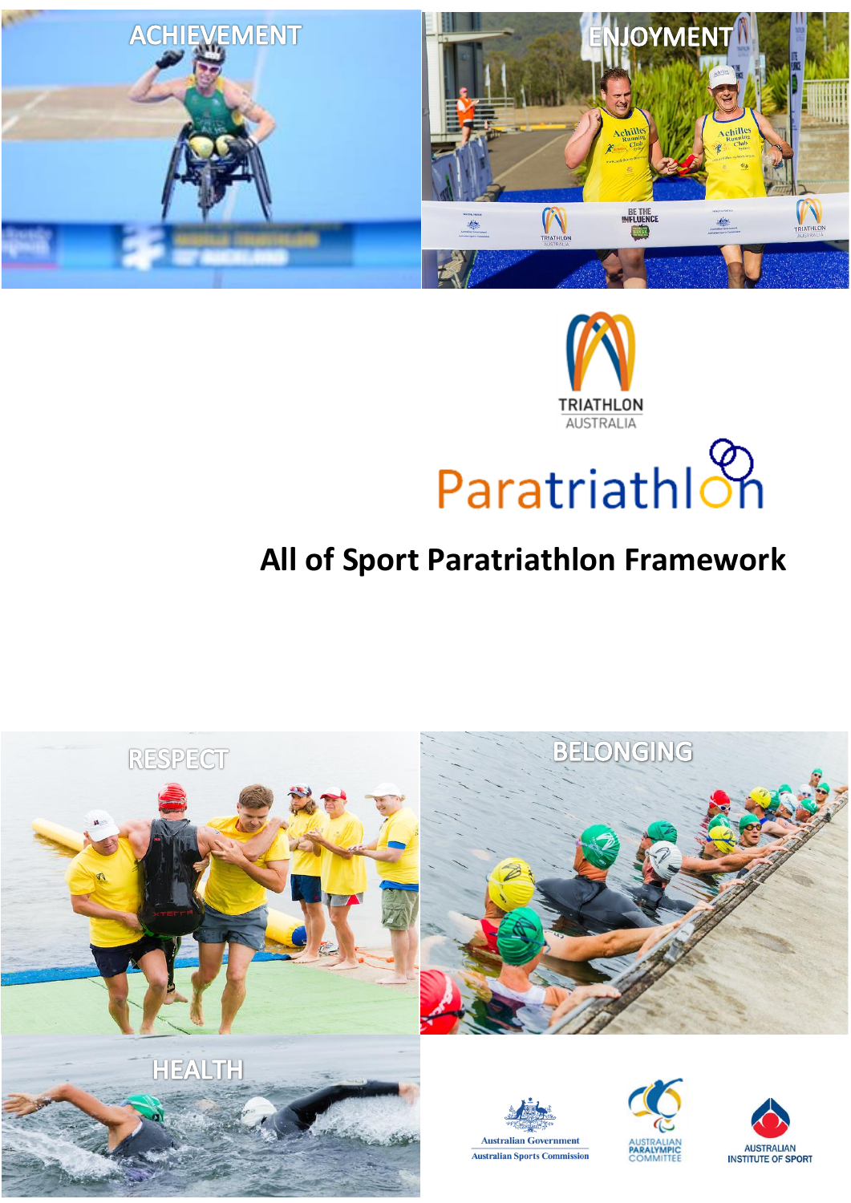ACHIEVEMENT

ENJOYMENT

TRIATHLON AUSTRALIA

Paratriathlon

# All of Sport Paratriathlon Framework

RESPECT

BELONGING

HEALTH

Australian Government Australian Sports Commission

AUSTRALIAN PARALYMPIC COMMITTEE

AUSTRALIAN INSTITUTE OF SPORT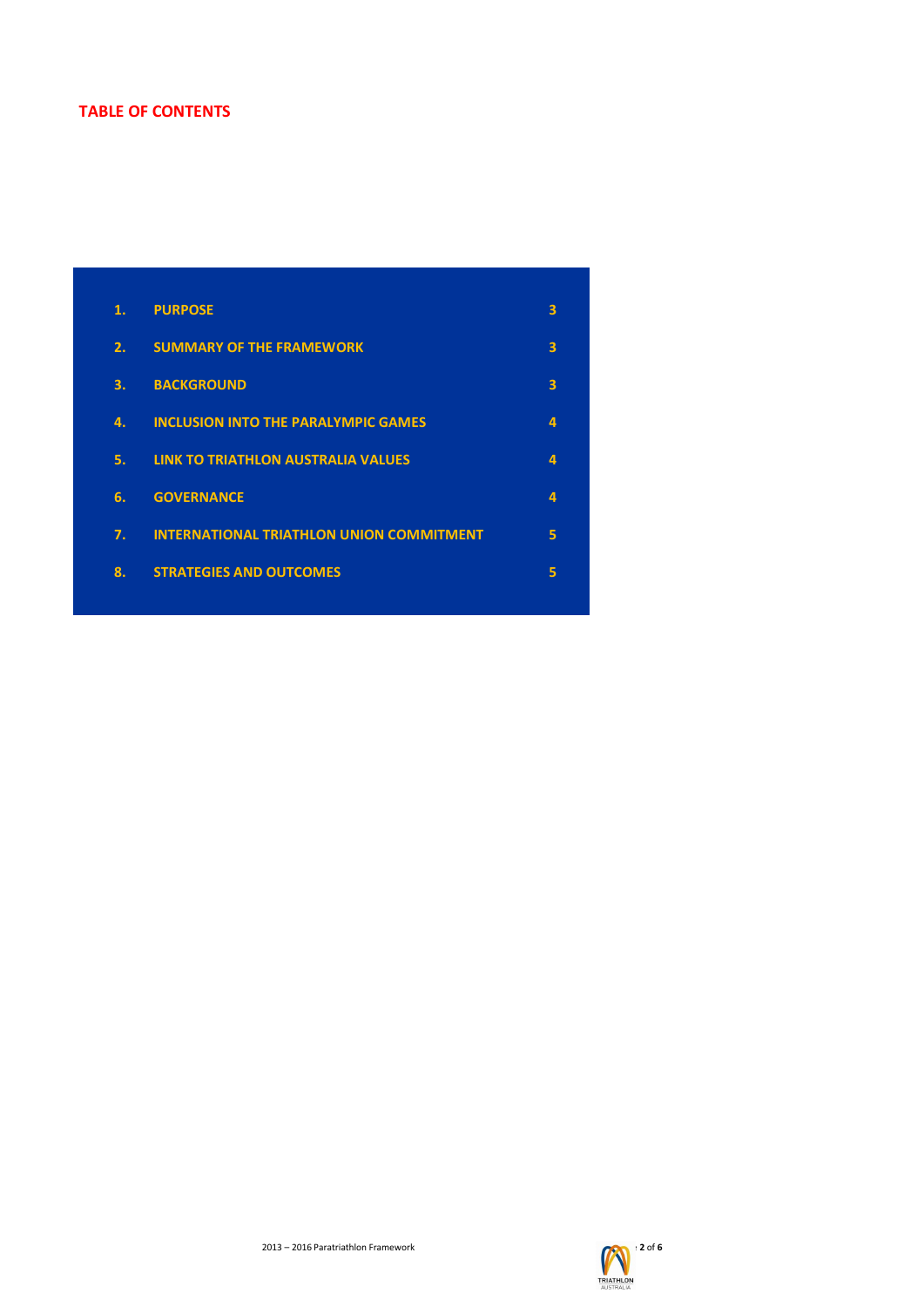# TABLE OF CONTENTS

| | | |
|---|---|---|
| 1. | PURPOSE | 3 |
| 2. | SUMMARY OF THE FRAMEWORK | 3 |
| 3. | BACKGROUND | 3 |
| 4. | INCLUSION INTO THE PARALYMPIC GAMES | 4 |
| 5. | LINK TO TRIATHLON AUSTRALIA VALUES | 4 |
| 6. | GOVERNANCE | 4 |
| 7. | INTERNATIONAL TRIATHLON UNION COMMITMENT | 5 |
| 8. | STRATEGIES AND OUTCOMES | 5 |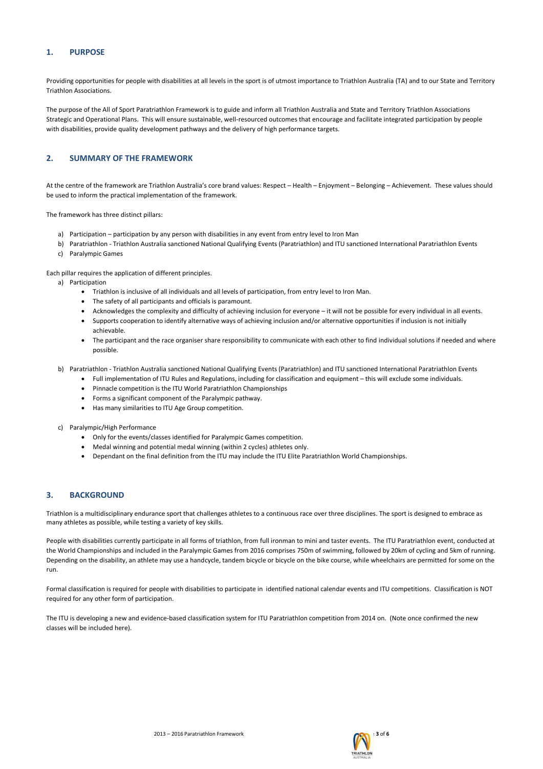## 1. PURPOSE

Providing opportunities for people with disabilities at all levels in the sport is of utmost importance to Triathlon Australia (TA) and to our State and Territory Triathlon Associations.

The purpose of the All of Sport Paratriathlon Framework is to guide and inform all Triathlon Australia and State and Territory Triathlon Associations Strategic and Operational Plans. This will ensure sustainable, well-resourced outcomes that encourage and facilitate integrated participation by people with disabilities, provide quality development pathways and the delivery of high performance targets.

## 2. SUMMARY OF THE FRAMEWORK

At the centre of the framework are Triathlon Australia's core brand values: Respect – Health – Enjoyment – Belonging – Achievement. These values should be used to inform the practical implementation of the framework.

The framework has three distinct pillars:

a) Participation – participation by any person with disabilities in any event from entry level to Iron Man
b) Paratriathlon - Triathlon Australia sanctioned National Qualifying Events (Paratriathlon) and ITU sanctioned International Paratriathlon Events
c) Paralympic Games

Each pillar requires the application of different principles.

a) Participation
   - Triathlon is inclusive of all individuals and all levels of participation, from entry level to Iron Man.
   - The safety of all participants and officials is paramount.
   - Acknowledges the complexity and difficulty of achieving inclusion for everyone – it will not be possible for every individual in all events.
   - Supports cooperation to identify alternative ways of achieving inclusion and/or alternative opportunities if inclusion is not initially achievable.
   - The participant and the race organiser share responsibility to communicate with each other to find individual solutions if needed and where possible.

b) Paratriathlon - Triathlon Australia sanctioned National Qualifying Events (Paratriathlon) and ITU sanctioned International Paratriathlon Events
   - Full implementation of ITU Rules and Regulations, including for classification and equipment – this will exclude some individuals.
   - Pinnacle competition is the ITU World Paratriathlon Championships
   - Forms a significant component of the Paralympic pathway.
   - Has many similarities to ITU Age Group competition.

c) Paralympic/High Performance
   - Only for the events/classes identified for Paralympic Games competition.
   - Medal winning and potential medal winning (within 2 cycles) athletes only.
   - Dependant on the final definition from the ITU may include the ITU Elite Paratriathlon World Championships.

## 3. BACKGROUND

Triathlon is a multidisciplinary endurance sport that challenges athletes to a continuous race over three disciplines. The sport is designed to embrace as many athletes as possible, while testing a variety of key skills.

People with disabilities currently participate in all forms of triathlon, from full ironman to mini and taster events. The ITU Paratriathlon event, conducted at the World Championships and included in the Paralympic Games from 2016 comprises 750m of swimming, followed by 20km of cycling and 5km of running. Depending on the disability, an athlete may use a handcycle, tandem bicycle or bicycle on the bike course, while wheelchairs are permitted for some on the run.

Formal classification is required for people with disabilities to participate in identified national calendar events and ITU competitions. Classification is NOT required for any other form of participation.

The ITU is developing a new and evidence-based classification system for ITU Paratriathlon competition from 2014 on. (Note once confirmed the new classes will be included here).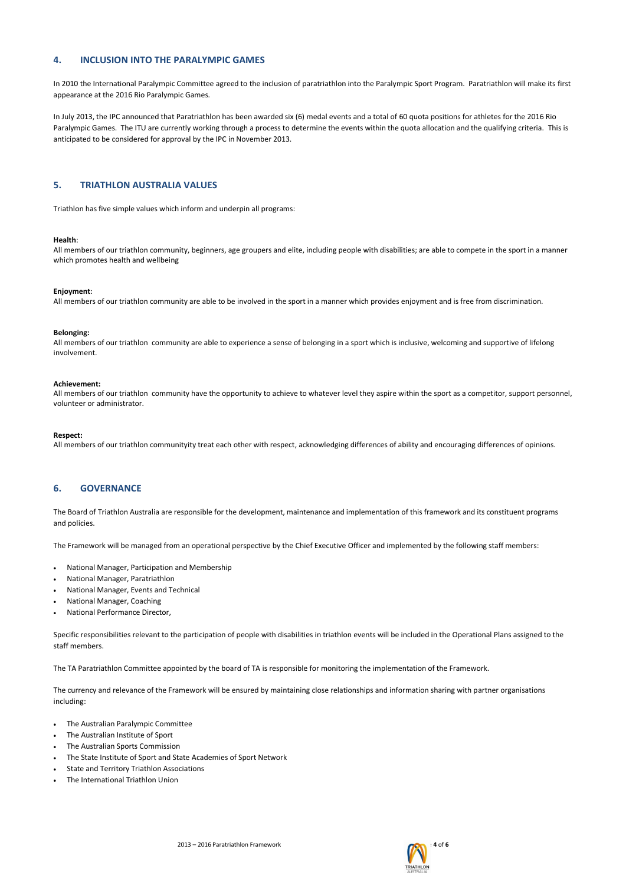## 4. INCLUSION INTO THE PARALYMPIC GAMES

In 2010 the International Paralympic Committee agreed to the inclusion of paratriathlon into the Paralympic Sport Program. Paratriathlon will make its first appearance at the 2016 Rio Paralympic Games.

In July 2013, the IPC announced that Paratriathlon has been awarded six (6) medal events and a total of 60 quota positions for athletes for the 2016 Rio Paralympic Games. The ITU are currently working through a process to determine the events within the quota allocation and the qualifying criteria. This is anticipated to be considered for approval by the IPC in November 2013.

## 5. TRIATHLON AUSTRALIA VALUES

Triathlon has five simple values which inform and underpin all programs:

**Health**:
All members of our triathlon community, beginners, age groupers and elite, including people with disabilities; are able to compete in the sport in a manner which promotes health and wellbeing

**Enjoyment**:
All members of our triathlon community are able to be involved in the sport in a manner which provides enjoyment and is free from discrimination.

**Belonging:**
All members of our triathlon community are able to experience a sense of belonging in a sport which is inclusive, welcoming and supportive of lifelong involvement.

**Achievement:**
All members of our triathlon community have the opportunity to achieve to whatever level they aspire within the sport as a competitor, support personnel, volunteer or administrator.

**Respect:**
All members of our triathlon communityity treat each other with respect, acknowledging differences of ability and encouraging differences of opinions.

## 6. GOVERNANCE

The Board of Triathlon Australia are responsible for the development, maintenance and implementation of this framework and its constituent programs and policies.

The Framework will be managed from an operational perspective by the Chief Executive Officer and implemented by the following staff members:

- National Manager, Participation and Membership
- National Manager, Paratriathlon
- National Manager, Events and Technical
- National Manager, Coaching
- National Performance Director,

Specific responsibilities relevant to the participation of people with disabilities in triathlon events will be included in the Operational Plans assigned to the staff members.

The TA Paratriathlon Committee appointed by the board of TA is responsible for monitoring the implementation of the Framework.

The currency and relevance of the Framework will be ensured by maintaining close relationships and information sharing with partner organisations including:

- The Australian Paralympic Committee
- The Australian Institute of Sport
- The Australian Sports Commission
- The State Institute of Sport and State Academies of Sport Network
- State and Territory Triathlon Associations
- The International Triathlon Union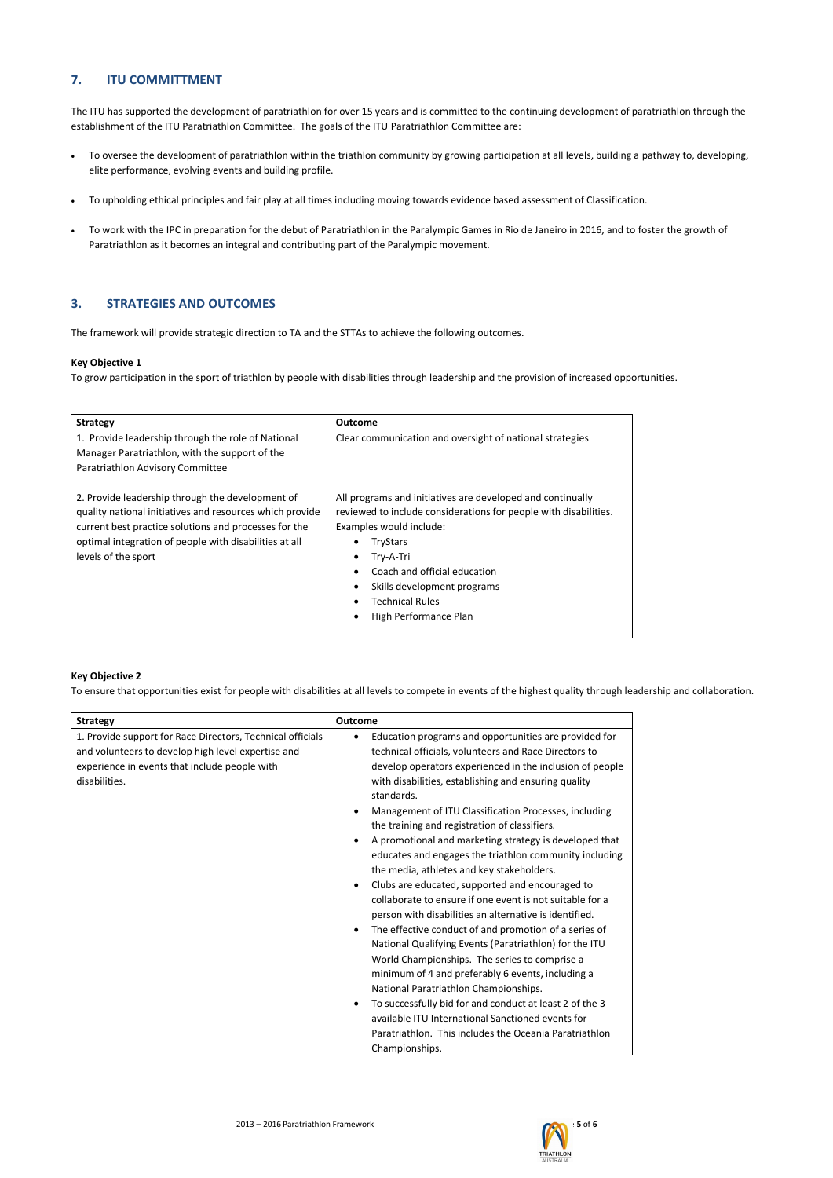## 7. ITU COMMITTMENT

The ITU has supported the development of paratriathlon for over 15 years and is committed to the continuing development of paratriathlon through the establishment of the ITU Paratriathlon Committee. The goals of the ITU Paratriathlon Committee are:

- To oversee the development of paratriathlon within the triathlon community by growing participation at all levels, building a pathway to, developing, elite performance, evolving events and building profile.
- To upholding ethical principles and fair play at all times including moving towards evidence based assessment of Classification.
- To work with the IPC in preparation for the debut of Paratriathlon in the Paralympic Games in Rio de Janeiro in 2016, and to foster the growth of Paratriathlon as it becomes an integral and contributing part of the Paralympic movement.

## 3. STRATEGIES AND OUTCOMES

The framework will provide strategic direction to TA and the STTAs to achieve the following outcomes.

**Key Objective 1**

To grow participation in the sport of triathlon by people with disabilities through leadership and the provision of increased opportunities.

| Strategy | Outcome |
|---|---|
| 1. Provide leadership through the role of National Manager Paratriathlon, with the support of the Paratriathlon Advisory Committee | Clear communication and oversight of national strategies |
| 2. Provide leadership through the development of quality national initiatives and resources which provide current best practice solutions and processes for the optimal integration of people with disabilities at all levels of the sport | All programs and initiatives are developed and continually reviewed to include considerations for people with disabilities. Examples would include: <br>• TryStars <br>• Try-A-Tri <br>• Coach and official education <br>• Skills development programs <br>• Technical Rules <br>• High Performance Plan |

**Key Objective 2**

To ensure that opportunities exist for people with disabilities at all levels to compete in events of the highest quality through leadership and collaboration.

| Strategy | Outcome |
|---|---|
| 1. Provide support for Race Directors, Technical officials and volunteers to develop high level expertise and experience in events that include people with disabilities. | • Education programs and opportunities are provided for technical officials, volunteers and Race Directors to develop operators experienced in the inclusion of people with disabilities, establishing and ensuring quality standards. <br>• Management of ITU Classification Processes, including the training and registration of classifiers. <br>• A promotional and marketing strategy is developed that educates and engages the triathlon community including the media, athletes and key stakeholders. <br>• Clubs are educated, supported and encouraged to collaborate to ensure if one event is not suitable for a person with disabilities an alternative is identified. <br>• The effective conduct of and promotion of a series of National Qualifying Events (Paratriathlon) for the ITU World Championships. The series to comprise a minimum of 4 and preferably 6 events, including a National Paratriathlon Championships. <br>• To successfully bid for and conduct at least 2 of the 3 available ITU International Sanctioned events for Paratriathlon. This includes the Oceania Paratriathlon Championships. |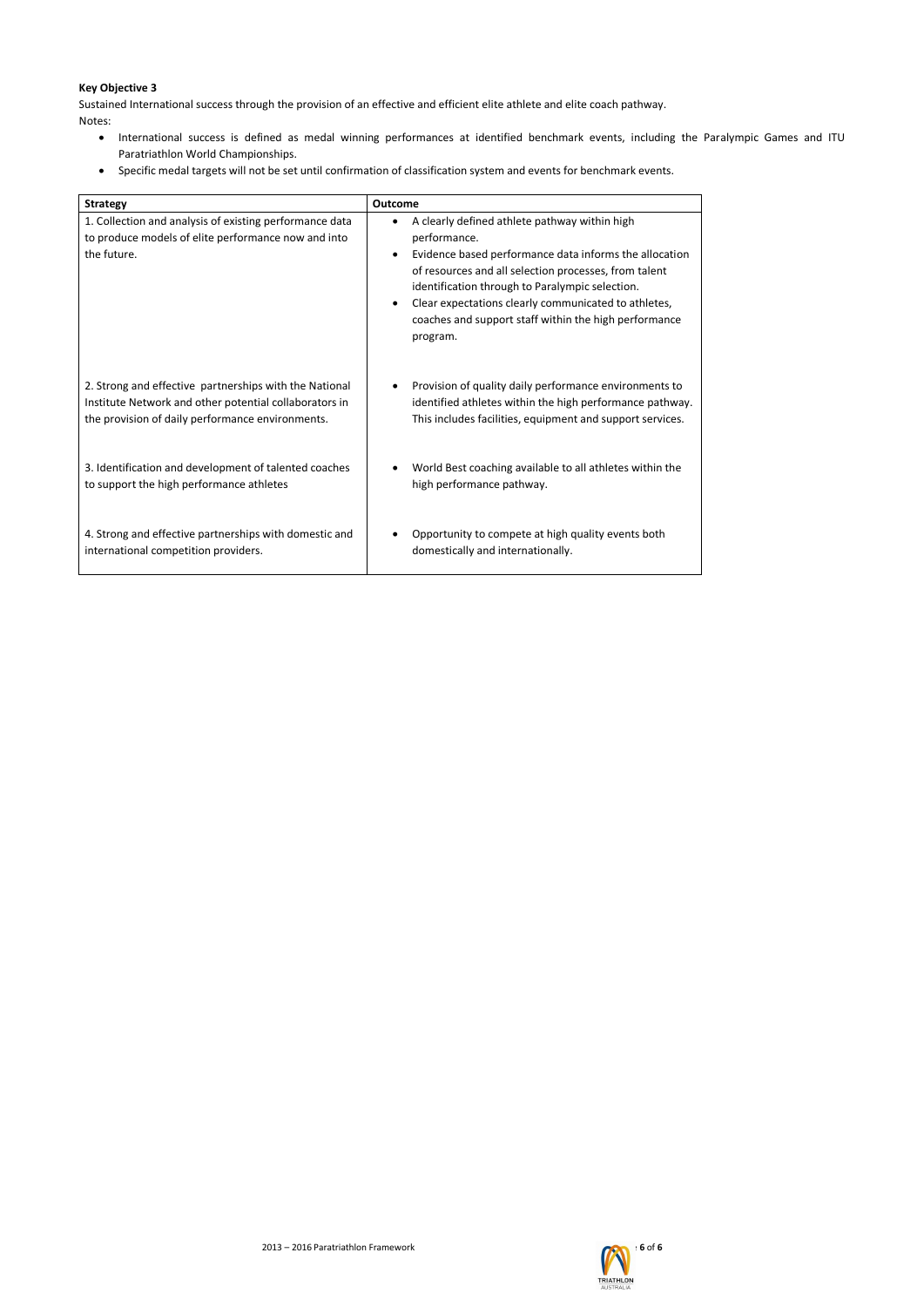**Key Objective 3**

Sustained International success through the provision of an effective and efficient elite athlete and elite coach pathway.

Notes:

- International success is defined as medal winning performances at identified benchmark events, including the Paralympic Games and ITU Paratriathlon World Championships.
- Specific medal targets will not be set until confirmation of classification system and events for benchmark events.

| Strategy | Outcome |
|---|---|
| 1. Collection and analysis of existing performance data to produce models of elite performance now and into the future. | • A clearly defined athlete pathway within high performance.<br>• Evidence based performance data informs the allocation of resources and all selection processes, from talent identification through to Paralympic selection.<br>• Clear expectations clearly communicated to athletes, coaches and support staff within the high performance program. |
| 2. Strong and effective partnerships with the National Institute Network and other potential collaborators in the provision of daily performance environments. | • Provision of quality daily performance environments to identified athletes within the high performance pathway. This includes facilities, equipment and support services. |
| 3. Identification and development of talented coaches to support the high performance athletes | • World Best coaching available to all athletes within the high performance pathway. |
| 4. Strong and effective partnerships with domestic and international competition providers. | • Opportunity to compete at high quality events both domestically and internationally. |